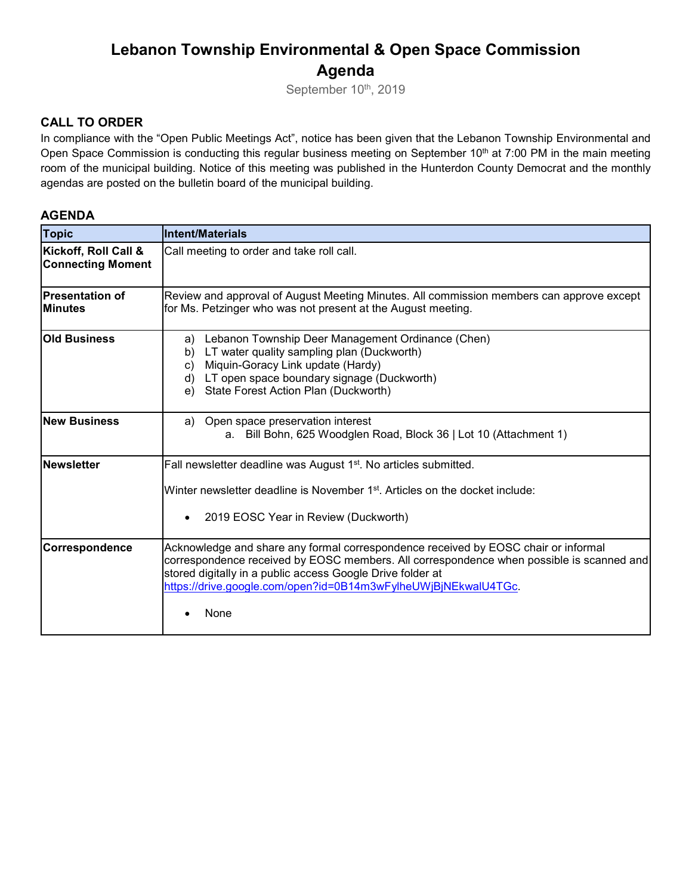# Lebanon Township Environmental & Open Space Commission
# Agenda

September 10th, 2019

## CALL TO ORDER

In compliance with the "Open Public Meetings Act", notice has been given that the Lebanon Township Environmental and Open Space Commission is conducting this regular business meeting on September 10th at 7:00 PM in the main meeting room of the municipal building. Notice of this meeting was published in the Hunterdon County Democrat and the monthly agendas are posted on the bulletin board of the municipal building.

## AGENDA

| Topic | Intent/Materials |
|---|---|
| **Kickoff, Roll Call & Connecting Moment** | Call meeting to order and take roll call. |
| **Presentation of Minutes** | Review and approval of August Meeting Minutes. All commission members can approve except for Ms. Petzinger who was not present at the August meeting. |
| **Old Business** | a) Lebanon Township Deer Management Ordinance (Chen)<br>b) LT water quality sampling plan (Duckworth)<br>c) Miquin-Goracy Link update (Hardy)<br>d) LT open space boundary signage (Duckworth)<br>e) State Forest Action Plan (Duckworth) |
| **New Business** | a) Open space preservation interest<br>&nbsp;&nbsp;&nbsp;&nbsp;a. Bill Bohn, 625 Woodglen Road, Block 36 \| Lot 10 (Attachment 1) |
| **Newsletter** | Fall newsletter deadline was August 1st. No articles submitted.<br><br>Winter newsletter deadline is November 1st. Articles on the docket include:<br><br>• 2019 EOSC Year in Review (Duckworth) |
| **Correspondence** | Acknowledge and share any formal correspondence received by EOSC chair or informal correspondence received by EOSC members. All correspondence when possible is scanned and stored digitally in a public access Google Drive folder at https://drive.google.com/open?id=0B14m3wFylheUWjBjNEkwalU4TGc.<br><br>• None |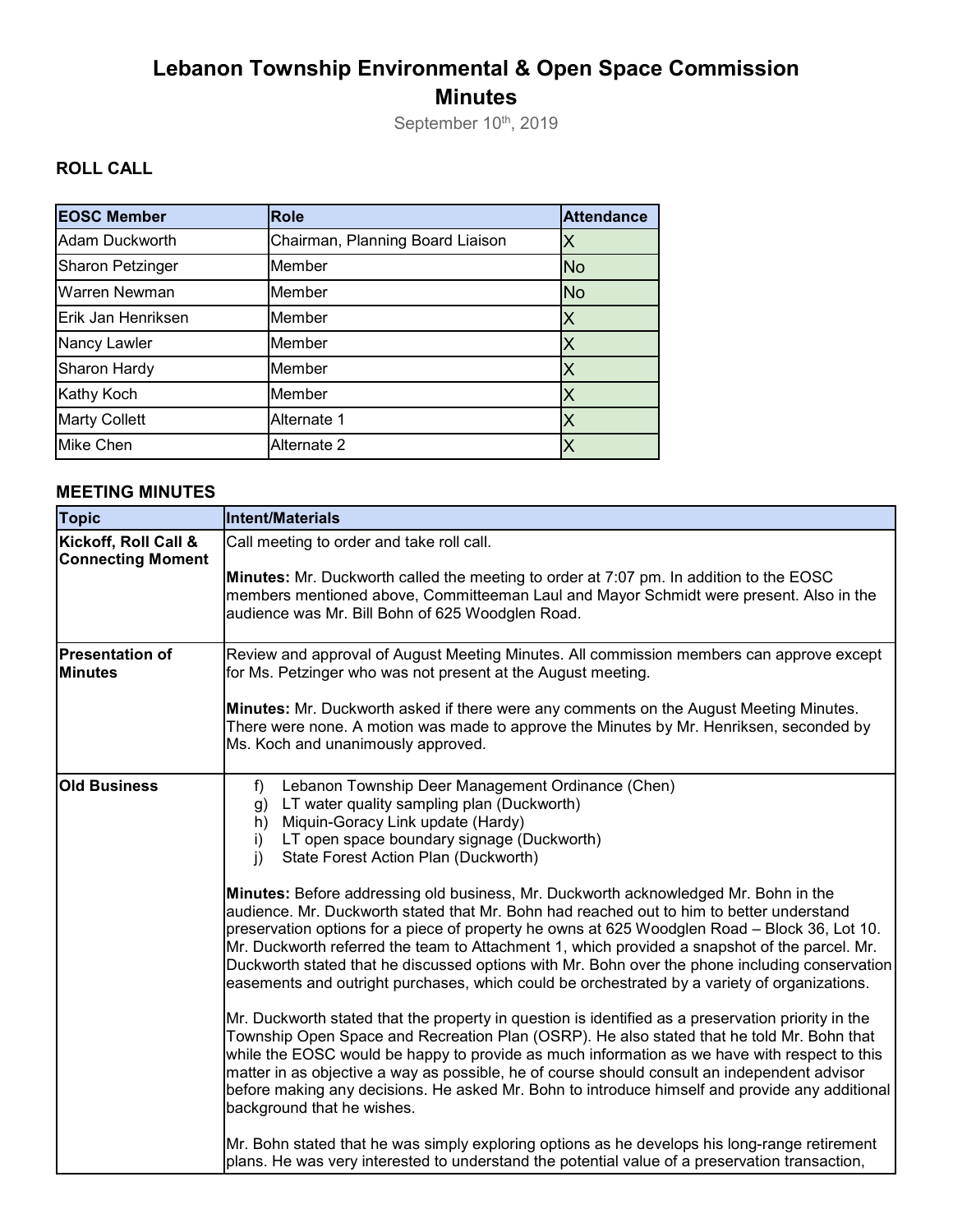# Lebanon Township Environmental & Open Space Commission Minutes

September 10th, 2019

## ROLL CALL

| EOSC Member | Role | Attendance |
| --- | --- | --- |
| Adam Duckworth | Chairman, Planning Board Liaison | X |
| Sharon Petzinger | Member | No |
| Warren Newman | Member | No |
| Erik Jan Henriksen | Member | X |
| Nancy Lawler | Member | X |
| Sharon Hardy | Member | X |
| Kathy Koch | Member | X |
| Marty Collett | Alternate 1 | X |
| Mike Chen | Alternate 2 | X |

## MEETING MINUTES

| Topic | Intent/Materials |
| --- | --- |
| **Kickoff, Roll Call & Connecting Moment** | Call meeting to order and take roll call.<br><br>**Minutes:** Mr. Duckworth called the meeting to order at 7:07 pm. In addition to the EOSC members mentioned above, Committeeman Laul and Mayor Schmidt were present. Also in the audience was Mr. Bill Bohn of 625 Woodglen Road. |
| **Presentation of Minutes** | Review and approval of August Meeting Minutes. All commission members can approve except for Ms. Petzinger who was not present at the August meeting.<br><br>**Minutes:** Mr. Duckworth asked if there were any comments on the August Meeting Minutes. There were none. A motion was made to approve the Minutes by Mr. Henriksen, seconded by Ms. Koch and unanimously approved. |
| **Old Business** | f) Lebanon Township Deer Management Ordinance (Chen)<br>g) LT water quality sampling plan (Duckworth)<br>h) Miquin-Goracy Link update (Hardy)<br>i) LT open space boundary signage (Duckworth)<br>j) State Forest Action Plan (Duckworth)<br><br>**Minutes:** Before addressing old business, Mr. Duckworth acknowledged Mr. Bohn in the audience. Mr. Duckworth stated that Mr. Bohn had reached out to him to better understand preservation options for a piece of property he owns at 625 Woodglen Road – Block 36, Lot 10. Mr. Duckworth referred the team to Attachment 1, which provided a snapshot of the parcel. Mr. Duckworth stated that he discussed options with Mr. Bohn over the phone including conservation easements and outright purchases, which could be orchestrated by a variety of organizations.<br><br>Mr. Duckworth stated that the property in question is identified as a preservation priority in the Township Open Space and Recreation Plan (OSRP). He also stated that he told Mr. Bohn that while the EOSC would be happy to provide as much information as we have with respect to this matter in as objective a way as possible, he of course should consult an independent advisor before making any decisions. He asked Mr. Bohn to introduce himself and provide any additional background that he wishes.<br><br>Mr. Bohn stated that he was simply exploring options as he develops his long-range retirement plans. He was very interested to understand the potential value of a preservation transaction, |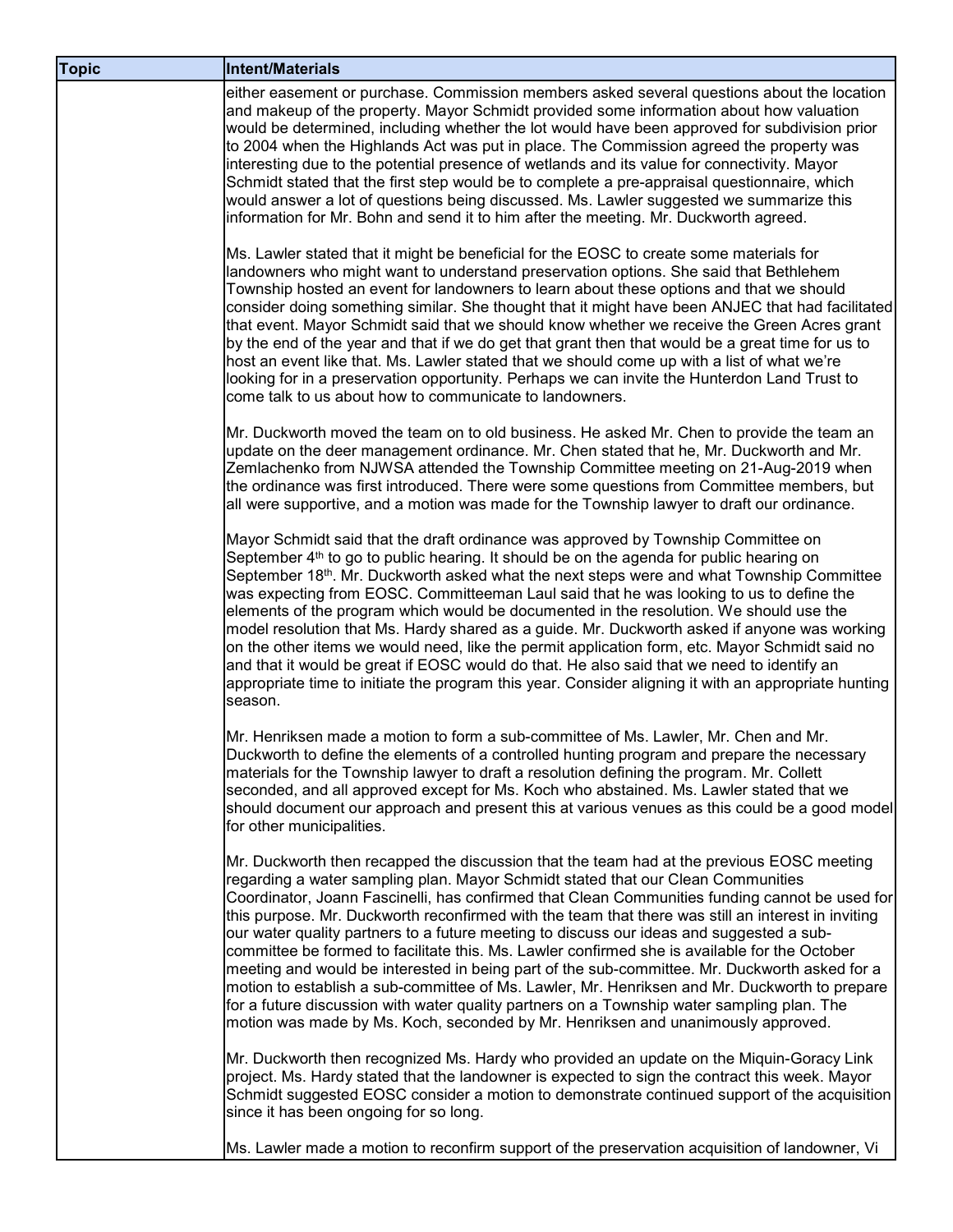| Topic | Intent/Materials |
|---|---|
| | either easement or purchase. Commission members asked several questions about the location and makeup of the property. Mayor Schmidt provided some information about how valuation would be determined, including whether the lot would have been approved for subdivision prior to 2004 when the Highlands Act was put in place. The Commission agreed the property was interesting due to the potential presence of wetlands and its value for connectivity. Mayor Schmidt stated that the first step would be to complete a pre-appraisal questionnaire, which would answer a lot of questions being discussed. Ms. Lawler suggested we summarize this information for Mr. Bohn and send it to him after the meeting. Mr. Duckworth agreed.<br><br>Ms. Lawler stated that it might be beneficial for the EOSC to create some materials for landowners who might want to understand preservation options. She said that Bethlehem Township hosted an event for landowners to learn about these options and that we should consider doing something similar. She thought that it might have been ANJEC that had facilitated that event. Mayor Schmidt said that we should know whether we receive the Green Acres grant by the end of the year and that if we do get that grant then that would be a great time for us to host an event like that. Ms. Lawler stated that we should come up with a list of what we're looking for in a preservation opportunity. Perhaps we can invite the Hunterdon Land Trust to come talk to us about how to communicate to landowners.<br><br>Mr. Duckworth moved the team on to old business. He asked Mr. Chen to provide the team an update on the deer management ordinance. Mr. Chen stated that he, Mr. Duckworth and Mr. Zemlachenko from NJWSA attended the Township Committee meeting on 21-Aug-2019 when the ordinance was first introduced. There were some questions from Committee members, but all were supportive, and a motion was made for the Township lawyer to draft our ordinance.<br><br>Mayor Schmidt said that the draft ordinance was approved by Township Committee on September 4th to go to public hearing. It should be on the agenda for public hearing on September 18th. Mr. Duckworth asked what the next steps were and what Township Committee was expecting from EOSC. Committeeman Laul said that he was looking to us to define the elements of the program which would be documented in the resolution. We should use the model resolution that Ms. Hardy shared as a guide. Mr. Duckworth asked if anyone was working on the other items we would need, like the permit application form, etc. Mayor Schmidt said no and that it would be great if EOSC would do that. He also said that we need to identify an appropriate time to initiate the program this year. Consider aligning it with an appropriate hunting season.<br><br>Mr. Henriksen made a motion to form a sub-committee of Ms. Lawler, Mr. Chen and Mr. Duckworth to define the elements of a controlled hunting program and prepare the necessary materials for the Township lawyer to draft a resolution defining the program. Mr. Collett seconded, and all approved except for Ms. Koch who abstained. Ms. Lawler stated that we should document our approach and present this at various venues as this could be a good model for other municipalities.<br><br>Mr. Duckworth then recapped the discussion that the team had at the previous EOSC meeting regarding a water sampling plan. Mayor Schmidt stated that our Clean Communities Coordinator, Joann Fascinelli, has confirmed that Clean Communities funding cannot be used for this purpose. Mr. Duckworth reconfirmed with the team that there was still an interest in inviting our water quality partners to a future meeting to discuss our ideas and suggested a sub-committee be formed to facilitate this. Ms. Lawler confirmed she is available for the October meeting and would be interested in being part of the sub-committee. Mr. Duckworth asked for a motion to establish a sub-committee of Ms. Lawler, Mr. Henriksen and Mr. Duckworth to prepare for a future discussion with water quality partners on a Township water sampling plan. The motion was made by Ms. Koch, seconded by Mr. Henriksen and unanimously approved.<br><br>Mr. Duckworth then recognized Ms. Hardy who provided an update on the Miquin-Goracy Link project. Ms. Hardy stated that the landowner is expected to sign the contract this week. Mayor Schmidt suggested EOSC consider a motion to demonstrate continued support of the acquisition since it has been ongoing for so long.<br><br>Ms. Lawler made a motion to reconfirm support of the preservation acquisition of landowner, Vi |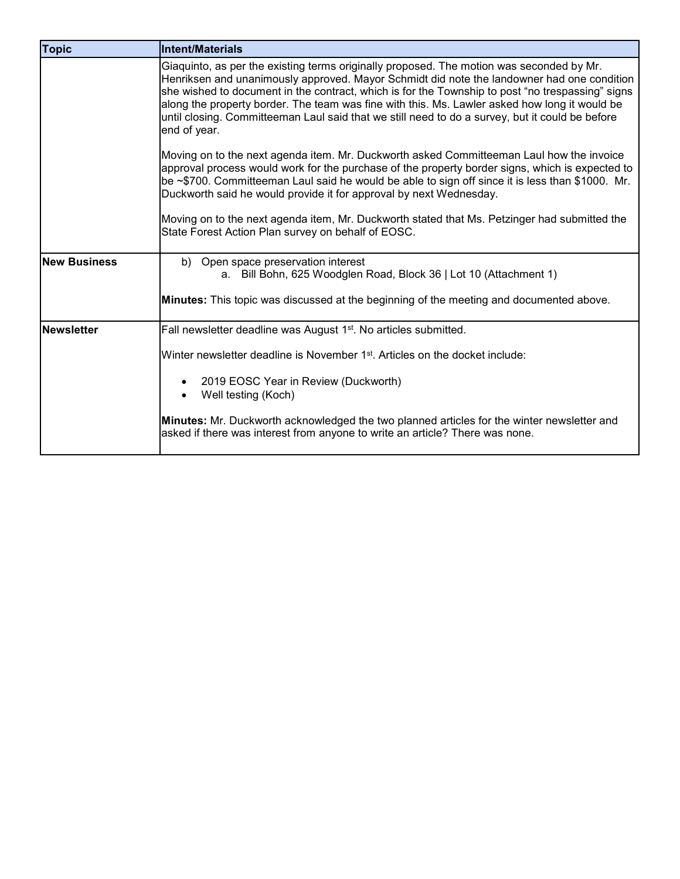| Topic | Intent/Materials |
|---|---|
| | Giaquinto, as per the existing terms originally proposed. The motion was seconded by Mr. Henriksen and unanimously approved. Mayor Schmidt did note the landowner had one condition she wished to document in the contract, which is for the Township to post “no trespassing” signs along the property border. The team was fine with this. Ms. Lawler asked how long it would be until closing. Committeeman Laul said that we still need to do a survey, but it could be before end of year.<br><br>Moving on to the next agenda item. Mr. Duckworth asked Committeeman Laul how the invoice approval process would work for the purchase of the property border signs, which is expected to be ~$700. Committeeman Laul said he would be able to sign off since it is less than $1000. Mr. Duckworth said he would provide it for approval by next Wednesday.<br><br>Moving on to the next agenda item, Mr. Duckworth stated that Ms. Petzinger had submitted the State Forest Action Plan survey on behalf of EOSC. |
| **New Business** | b) Open space preservation interest<br>&nbsp;&nbsp;&nbsp;&nbsp;a. Bill Bohn, 625 Woodglen Road, Block 36 \| Lot 10 (Attachment 1)<br><br>**Minutes:** This topic was discussed at the beginning of the meeting and documented above. |
| **Newsletter** | Fall newsletter deadline was August 1st. No articles submitted.<br><br>Winter newsletter deadline is November 1st. Articles on the docket include:<br><br>• 2019 EOSC Year in Review (Duckworth)<br>• Well testing (Koch)<br><br>**Minutes:** Mr. Duckworth acknowledged the two planned articles for the winter newsletter and asked if there was interest from anyone to write an article? There was none. |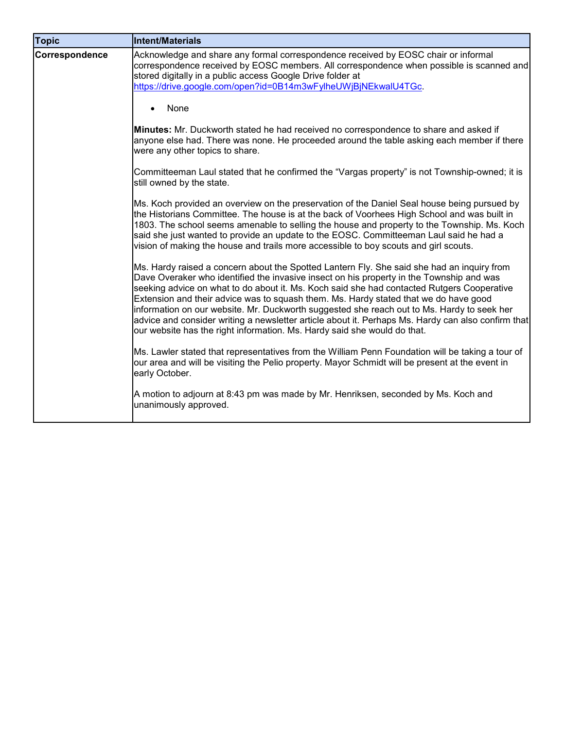| Topic | Intent/Materials |
|---|---|
| **Correspondence** | Acknowledge and share any formal correspondence received by EOSC chair or informal correspondence received by EOSC members. All correspondence when possible is scanned and stored digitally in a public access Google Drive folder at https://drive.google.com/open?id=0B14m3wFylheUWjBjNEkwalU4TGc.<br><br>• None<br><br>**Minutes:** Mr. Duckworth stated he had received no correspondence to share and asked if anyone else had. There was none. He proceeded around the table asking each member if there were any other topics to share.<br><br>Committeeman Laul stated that he confirmed the "Vargas property" is not Township-owned; it is still owned by the state.<br><br>Ms. Koch provided an overview on the preservation of the Daniel Seal house being pursued by the Historians Committee. The house is at the back of Voorhees High School and was built in 1803. The school seems amenable to selling the house and property to the Township. Ms. Koch said she just wanted to provide an update to the EOSC. Committeeman Laul said he had a vision of making the house and trails more accessible to boy scouts and girl scouts.<br><br>Ms. Hardy raised a concern about the Spotted Lantern Fly. She said she had an inquiry from Dave Overaker who identified the invasive insect on his property in the Township and was seeking advice on what to do about it. Ms. Koch said she had contacted Rutgers Cooperative Extension and their advice was to squash them. Ms. Hardy stated that we do have good information on our website. Mr. Duckworth suggested she reach out to Ms. Hardy to seek her advice and consider writing a newsletter article about it. Perhaps Ms. Hardy can also confirm that our website has the right information. Ms. Hardy said she would do that.<br><br>Ms. Lawler stated that representatives from the William Penn Foundation will be taking a tour of our area and will be visiting the Pelio property. Mayor Schmidt will be present at the event in early October.<br><br>A motion to adjourn at 8:43 pm was made by Mr. Henriksen, seconded by Ms. Koch and unanimously approved. |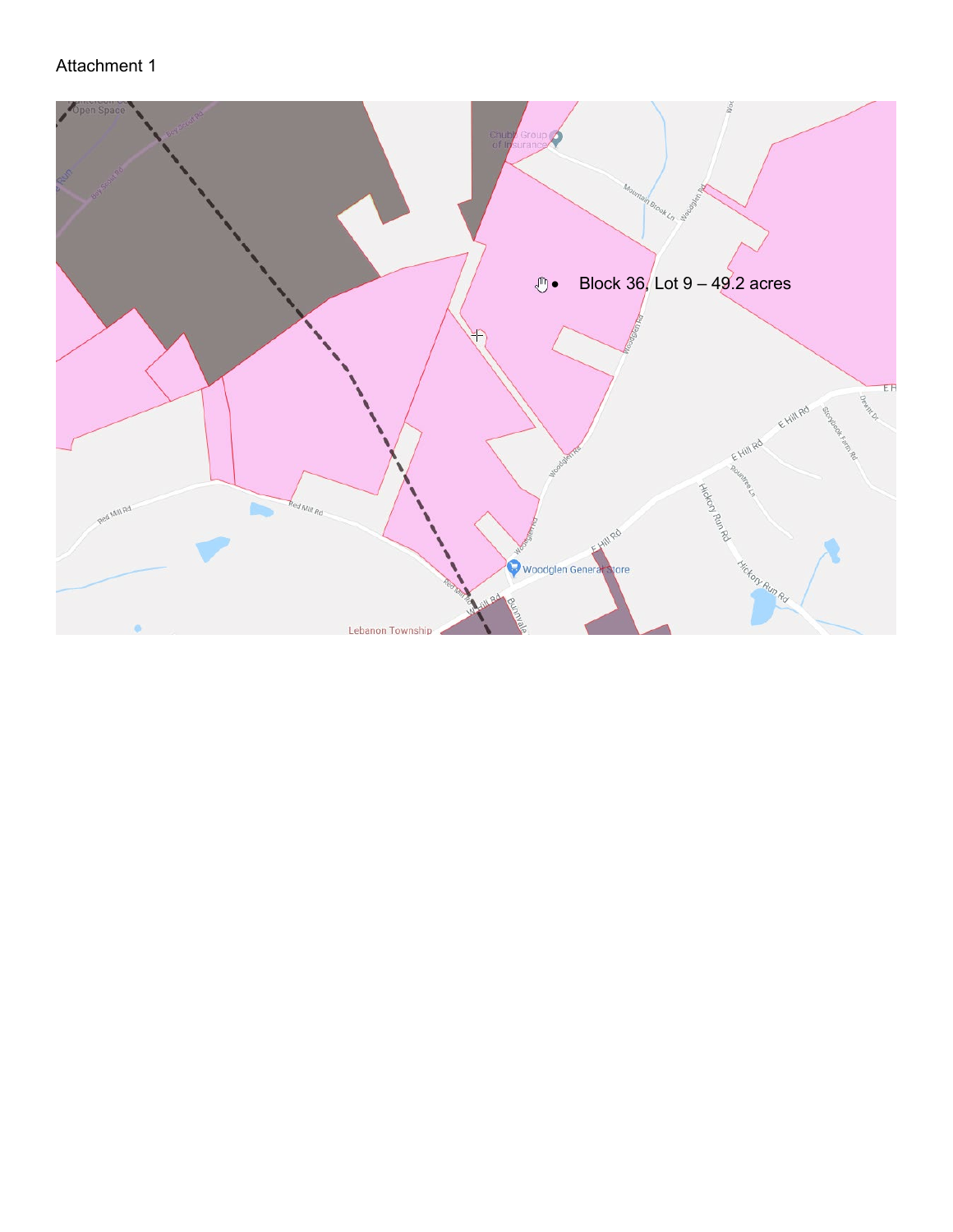Attachment 1

Block 36, Lot 9 – 49.2 acres